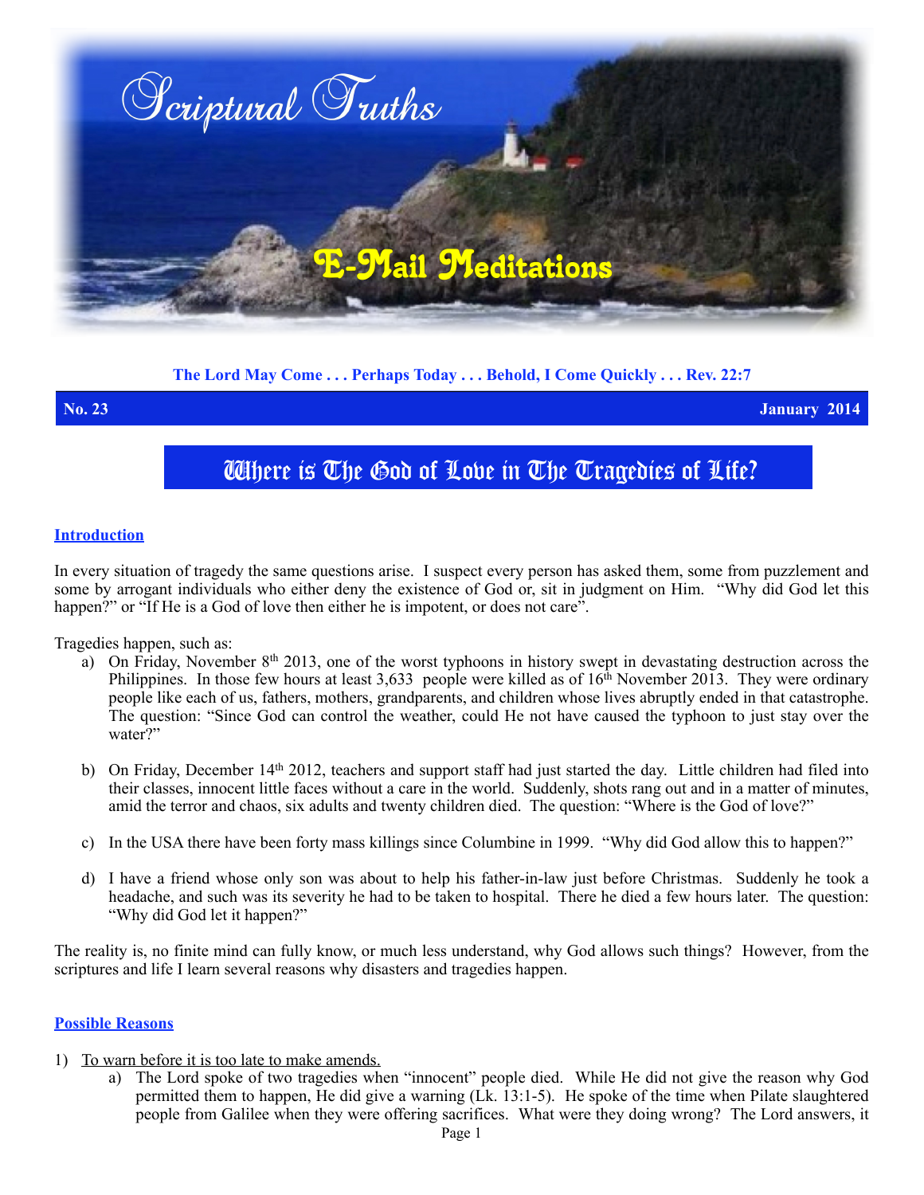# Scriptural Truths

## E-Mail Meditations

**The Lord May Come . . . Perhaps Today . . . Behold, I Come Quickly . . . Rev. 22:7**

**No. 23** **January 2014**

# Where is The God of Love in The Tragedies of Life?

## Introduction

In every situation of tragedy the same questions arise. I suspect every person has asked them, some from puzzlement and some by arrogant individuals who either deny the existence of God or, sit in judgment on Him. "Why did God let this happen?" or "If He is a God of love then either he is impotent, or does not care".

Tragedies happen, such as:

a) On Friday, November 8th 2013, one of the worst typhoons in history swept in devastating destruction across the Philippines. In those few hours at least 3,633 people were killed as of 16th November 2013. They were ordinary people like each of us, fathers, mothers, grandparents, and children whose lives abruptly ended in that catastrophe. The question: "Since God can control the weather, could He not have caused the typhoon to just stay over the water?"

b) On Friday, December 14th 2012, teachers and support staff had just started the day. Little children had filed into their classes, innocent little faces without a care in the world. Suddenly, shots rang out and in a matter of minutes, amid the terror and chaos, six adults and twenty children died. The question: "Where is the God of love?"

c) In the USA there have been forty mass killings since Columbine in 1999. "Why did God allow this to happen?"

d) I have a friend whose only son was about to help his father-in-law just before Christmas. Suddenly he took a headache, and such was its severity he had to be taken to hospital. There he died a few hours later. The question: "Why did God let it happen?"

The reality is, no finite mind can fully know, or much less understand, why God allows such things? However, from the scriptures and life I learn several reasons why disasters and tragedies happen.

## Possible Reasons

1) To warn before it is too late to make amends.

   a) The Lord spoke of two tragedies when "innocent" people died. While He did not give the reason why God permitted them to happen, He did give a warning (Lk. 13:1-5). He spoke of the time when Pilate slaughtered people from Galilee when they were offering sacrifices. What were they doing wrong? The Lord answers, it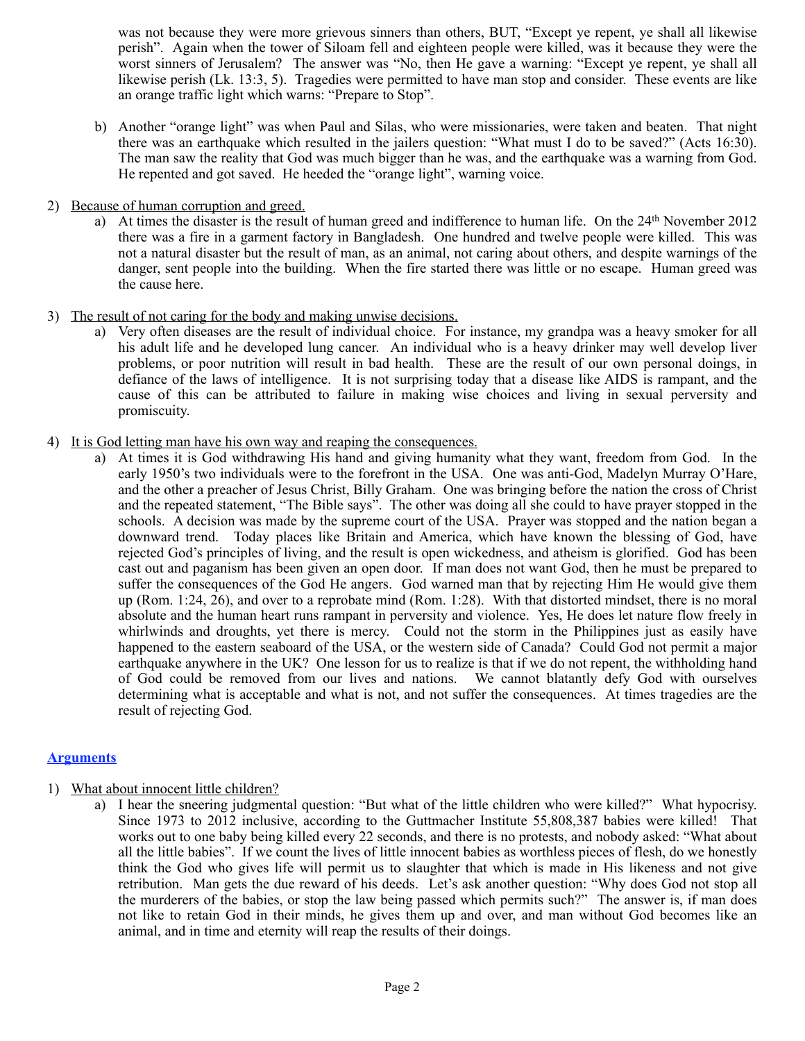was not because they were more grievous sinners than others, BUT, "Except ye repent, ye shall all likewise perish". Again when the tower of Siloam fell and eighteen people were killed, was it because they were the worst sinners of Jerusalem? The answer was "No, then He gave a warning: "Except ye repent, ye shall all likewise perish (Lk. 13:3, 5). Tragedies were permitted to have man stop and consider. These events are like an orange traffic light which warns: "Prepare to Stop".

b) Another "orange light" was when Paul and Silas, who were missionaries, were taken and beaten. That night there was an earthquake which resulted in the jailers question: "What must I do to be saved?" (Acts 16:30). The man saw the reality that God was much bigger than he was, and the earthquake was a warning from God. He repented and got saved. He heeded the "orange light", warning voice.

2) Because of human corruption and greed.
   a) At times the disaster is the result of human greed and indifference to human life. On the 24th November 2012 there was a fire in a garment factory in Bangladesh. One hundred and twelve people were killed. This was not a natural disaster but the result of man, as an animal, not caring about others, and despite warnings of the danger, sent people into the building. When the fire started there was little or no escape. Human greed was the cause here.

3) The result of not caring for the body and making unwise decisions.
   a) Very often diseases are the result of individual choice. For instance, my grandpa was a heavy smoker for all his adult life and he developed lung cancer. An individual who is a heavy drinker may well develop liver problems, or poor nutrition will result in bad health. These are the result of our own personal doings, in defiance of the laws of intelligence. It is not surprising today that a disease like AIDS is rampant, and the cause of this can be attributed to failure in making wise choices and living in sexual perversity and promiscuity.

4) It is God letting man have his own way and reaping the consequences.
   a) At times it is God withdrawing His hand and giving humanity what they want, freedom from God. In the early 1950's two individuals were to the forefront in the USA. One was anti-God, Madelyn Murray O'Hare, and the other a preacher of Jesus Christ, Billy Graham. One was bringing before the nation the cross of Christ and the repeated statement, "The Bible says". The other was doing all she could to have prayer stopped in the schools. A decision was made by the supreme court of the USA. Prayer was stopped and the nation began a downward trend. Today places like Britain and America, which have known the blessing of God, have rejected God's principles of living, and the result is open wickedness, and atheism is glorified. God has been cast out and paganism has been given an open door. If man does not want God, then he must be prepared to suffer the consequences of the God He angers. God warned man that by rejecting Him He would give them up (Rom. 1:24, 26), and over to a reprobate mind (Rom. 1:28). With that distorted mindset, there is no moral absolute and the human heart runs rampant in perversity and violence. Yes, He does let nature flow freely in whirlwinds and droughts, yet there is mercy. Could not the storm in the Philippines just as easily have happened to the eastern seaboard of the USA, or the western side of Canada? Could God not permit a major earthquake anywhere in the UK? One lesson for us to realize is that if we do not repent, the withholding hand of God could be removed from our lives and nations. We cannot blatantly defy God with ourselves determining what is acceptable and what is not, and not suffer the consequences. At times tragedies are the result of rejecting God.

## Arguments

1) What about innocent little children?
   a) I hear the sneering judgmental question: "But what of the little children who were killed?" What hypocrisy. Since 1973 to 2012 inclusive, according to the Guttmacher Institute 55,808,387 babies were killed! That works out to one baby being killed every 22 seconds, and there is no protests, and nobody asked: "What about all the little babies". If we count the lives of little innocent babies as worthless pieces of flesh, do we honestly think the God who gives life will permit us to slaughter that which is made in His likeness and not give retribution. Man gets the due reward of his deeds. Let's ask another question: "Why does God not stop all the murderers of the babies, or stop the law being passed which permits such?" The answer is, if man does not like to retain God in their minds, he gives them up and over, and man without God becomes like an animal, and in time and eternity will reap the results of their doings.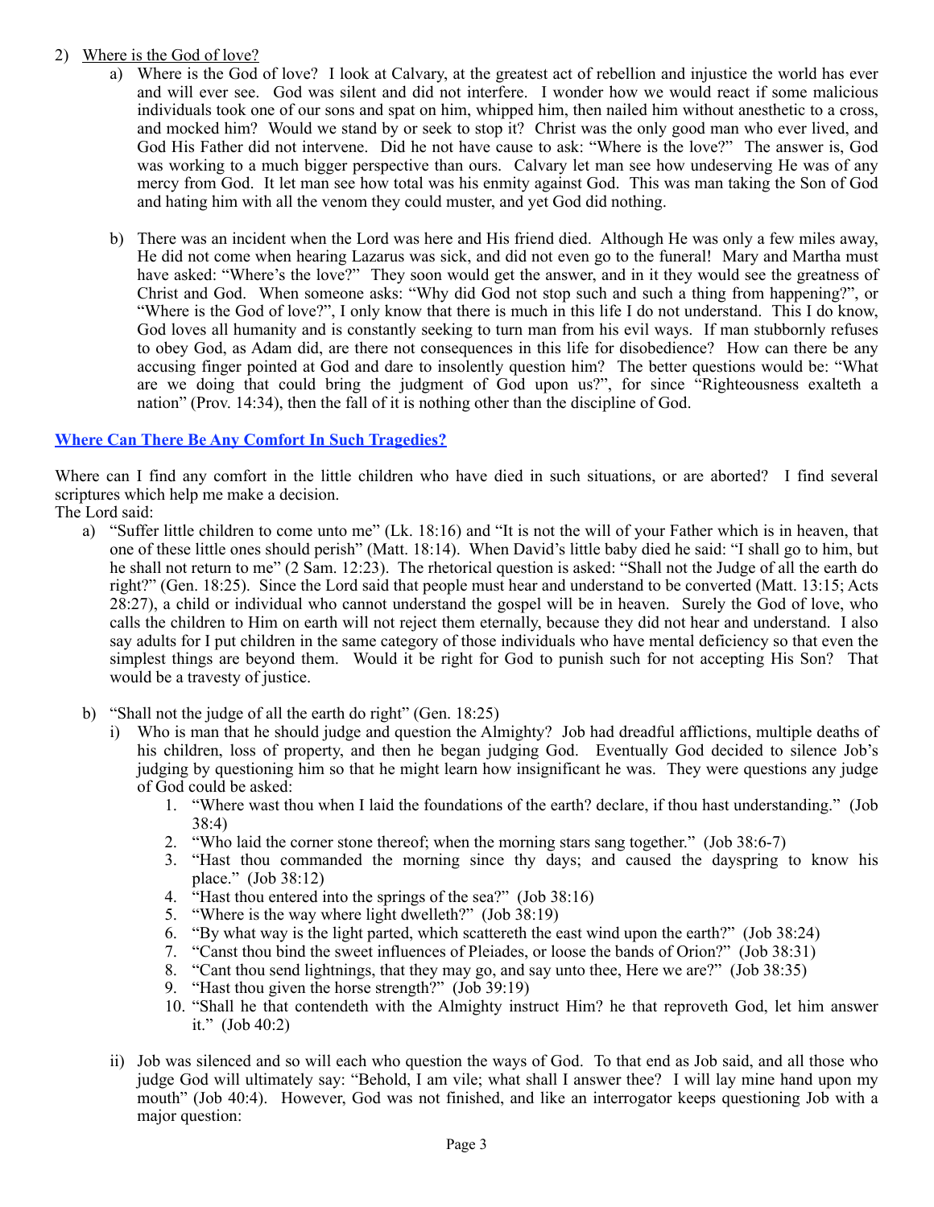2) <u>Where is the God of love?</u>

   a) Where is the God of love? I look at Calvary, at the greatest act of rebellion and injustice the world has ever and will ever see. God was silent and did not interfere. I wonder how we would react if some malicious individuals took one of our sons and spat on him, whipped him, then nailed him without anesthetic to a cross, and mocked him? Would we stand by or seek to stop it? Christ was the only good man who ever lived, and God His Father did not intervene. Did he not have cause to ask: "Where is the love?" The answer is, God was working to a much bigger perspective than ours. Calvary let man see how undeserving He was of any mercy from God. It let man see how total was his enmity against God. This was man taking the Son of God and hating him with all the venom they could muster, and yet God did nothing.

   b) There was an incident when the Lord was here and His friend died. Although He was only a few miles away, He did not come when hearing Lazarus was sick, and did not even go to the funeral! Mary and Martha must have asked: "Where's the love?" They soon would get the answer, and in it they would see the greatness of Christ and God. When someone asks: "Why did God not stop such and such a thing from happening?", or "Where is the God of love?", I only know that there is much in this life I do not understand. This I do know, God loves all humanity and is constantly seeking to turn man from his evil ways. If man stubbornly refuses to obey God, as Adam did, are there not consequences in this life for disobedience? How can there be any accusing finger pointed at God and dare to insolently question him? The better questions would be: "What are we doing that could bring the judgment of God upon us?", for since "Righteousness exalteth a nation" (Prov. 14:34), then the fall of it is nothing other than the discipline of God.

## Where Can There Be Any Comfort In Such Tragedies?

Where can I find any comfort in the little children who have died in such situations, or are aborted? I find several scriptures which help me make a decision.

The Lord said:

a) "Suffer little children to come unto me" (Lk. 18:16) and "It is not the will of your Father which is in heaven, that one of these little ones should perish" (Matt. 18:14). When David's little baby died he said: "I shall go to him, but he shall not return to me" (2 Sam. 12:23). The rhetorical question is asked: "Shall not the Judge of all the earth do right?" (Gen. 18:25). Since the Lord said that people must hear and understand to be converted (Matt. 13:15; Acts 28:27), a child or individual who cannot understand the gospel will be in heaven. Surely the God of love, who calls the children to Him on earth will not reject them eternally, because they did not hear and understand. I also say adults for I put children in the same category of those individuals who have mental deficiency so that even the simplest things are beyond them. Would it be right for God to punish such for not accepting His Son? That would be a travesty of justice.

b) "Shall not the judge of all the earth do right" (Gen. 18:25)

   i) Who is man that he should judge and question the Almighty? Job had dreadful afflictions, multiple deaths of his children, loss of property, and then he began judging God. Eventually God decided to silence Job's judging by questioning him so that he might learn how insignificant he was. They were questions any judge of God could be asked:

      1. "Where wast thou when I laid the foundations of the earth? declare, if thou hast understanding." (Job 38:4)
      2. "Who laid the corner stone thereof; when the morning stars sang together." (Job 38:6-7)
      3. "Hast thou commanded the morning since thy days; and caused the dayspring to know his place." (Job 38:12)
      4. "Hast thou entered into the springs of the sea?" (Job 38:16)
      5. "Where is the way where light dwelleth?" (Job 38:19)
      6. "By what way is the light parted, which scattereth the east wind upon the earth?" (Job 38:24)
      7. "Canst thou bind the sweet influences of Pleiades, or loose the bands of Orion?" (Job 38:31)
      8. "Cant thou send lightnings, that they may go, and say unto thee, Here we are?" (Job 38:35)
      9. "Hast thou given the horse strength?" (Job 39:19)
      10. "Shall he that contendeth with the Almighty instruct Him? he that reproveth God, let him answer it." (Job 40:2)

   ii) Job was silenced and so will each who question the ways of God. To that end as Job said, and all those who judge God will ultimately say: "Behold, I am vile; what shall I answer thee? I will lay mine hand upon my mouth" (Job 40:4). However, God was not finished, and like an interrogator keeps questioning Job with a major question: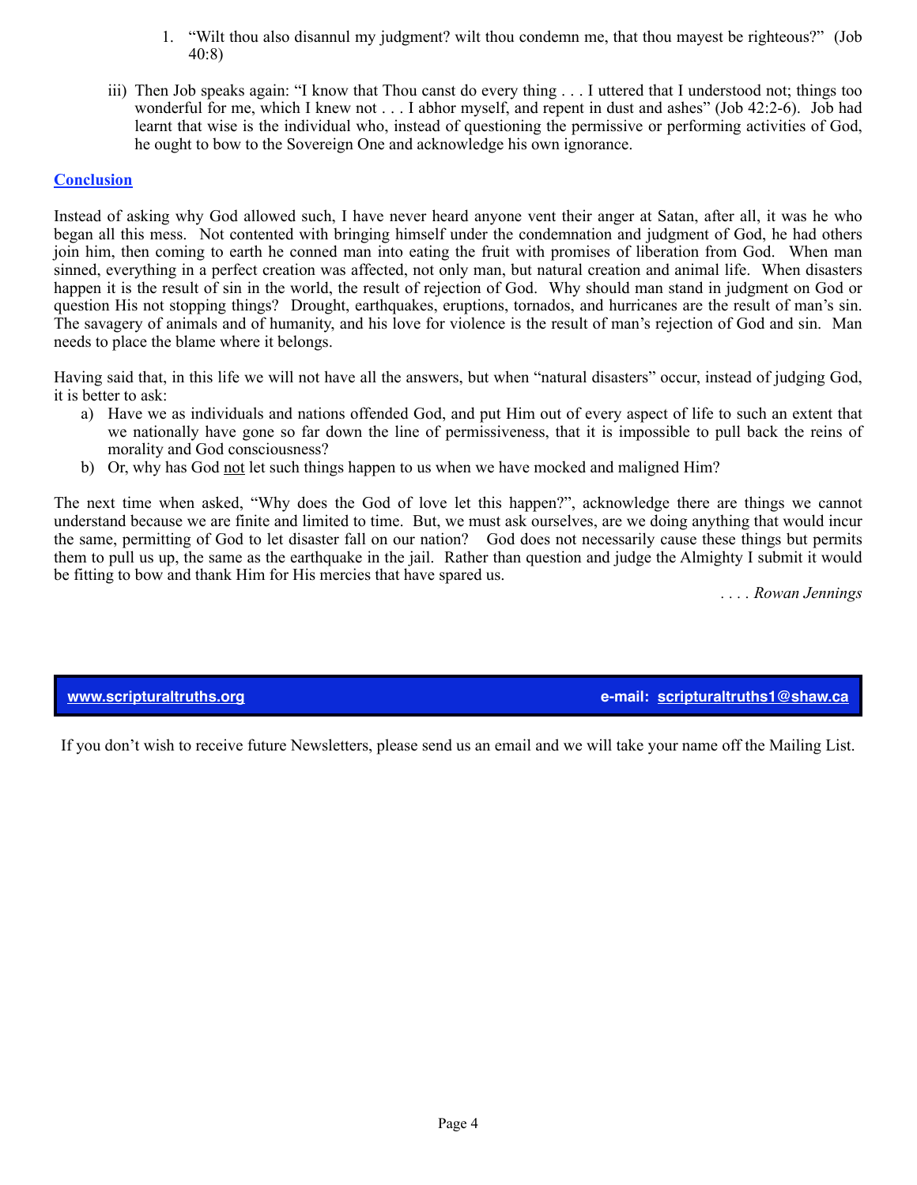1. "Wilt thou also disannul my judgment? wilt thou condemn me, that thou mayest be righteous?" (Job 40:8)

iii) Then Job speaks again: "I know that Thou canst do every thing . . . I uttered that I understood not; things too wonderful for me, which I knew not . . . I abhor myself, and repent in dust and ashes" (Job 42:2-6). Job had learnt that wise is the individual who, instead of questioning the permissive or performing activities of God, he ought to bow to the Sovereign One and acknowledge his own ignorance.

## Conclusion

Instead of asking why God allowed such, I have never heard anyone vent their anger at Satan, after all, it was he who began all this mess. Not contented with bringing himself under the condemnation and judgment of God, he had others join him, then coming to earth he conned man into eating the fruit with promises of liberation from God. When man sinned, everything in a perfect creation was affected, not only man, but natural creation and animal life. When disasters happen it is the result of sin in the world, the result of rejection of God. Why should man stand in judgment on God or question His not stopping things? Drought, earthquakes, eruptions, tornados, and hurricanes are the result of man's sin. The savagery of animals and of humanity, and his love for violence is the result of man's rejection of God and sin. Man needs to place the blame where it belongs.

Having said that, in this life we will not have all the answers, but when "natural disasters" occur, instead of judging God, it is better to ask:

a) Have we as individuals and nations offended God, and put Him out of every aspect of life to such an extent that we nationally have gone so far down the line of permissiveness, that it is impossible to pull back the reins of morality and God consciousness?
b) Or, why has God not let such things happen to us when we have mocked and maligned Him?

The next time when asked, "Why does the God of love let this happen?", acknowledge there are things we cannot understand because we are finite and limited to time. But, we must ask ourselves, are we doing anything that would incur the same, permitting of God to let disaster fall on our nation? God does not necessarily cause these things but permits them to pull us up, the same as the earthquake in the jail. Rather than question and judge the Almighty I submit it would be fitting to bow and thank Him for His mercies that have spared us.

*. . . . Rowan Jennings*

**www.scripturaltruths.org** **e-mail: scripturaltruths1@shaw.ca**

If you don't wish to receive future Newsletters, please send us an email and we will take your name off the Mailing List.